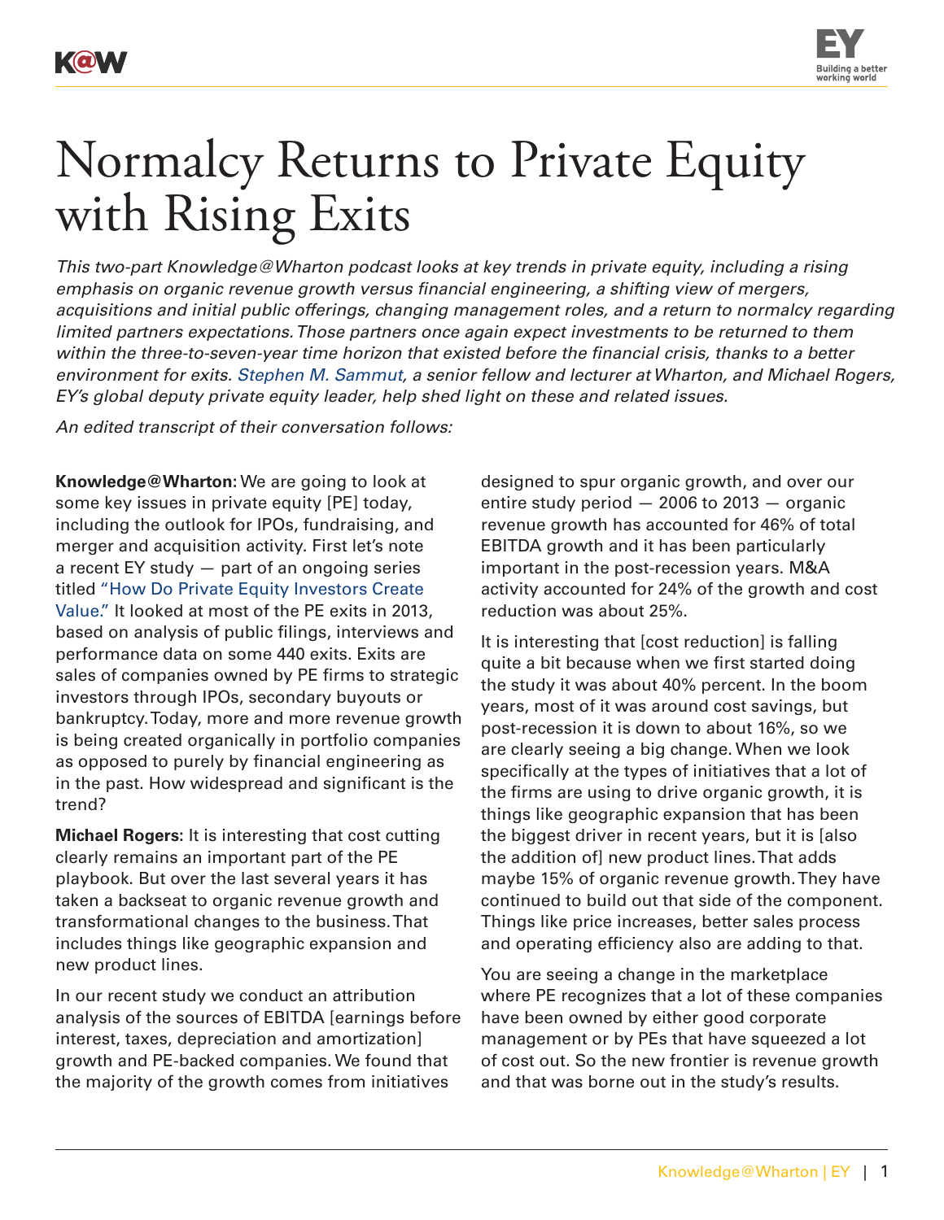# Normalcy Returns to Private Equity with Rising Exits

*This two-part Knowledge@Wharton podcast looks at key trends in private equity, including a rising emphasis on organic revenue growth versus financial engineering, a shifting view of mergers, acquisitions and initial public offerings, changing management roles, and a return to normalcy regarding limited partners expectations. Those partners once again expect investments to be returned to them within the three-to-seven-year time horizon that existed before the financial crisis, thanks to a better environment for exits. Stephen M. Sammut, a senior fellow and lecturer at Wharton, and Michael Rogers, EY's global deputy private equity leader, help shed light on these and related issues.*

*An edited transcript of their conversation follows:*

**Knowledge@Wharton:** We are going to look at some key issues in private equity [PE] today, including the outlook for IPOs, fundraising, and merger and acquisition activity. First let's note a recent EY study — part of an ongoing series titled "How Do Private Equity Investors Create Value." It looked at most of the PE exits in 2013, based on analysis of public filings, interviews and performance data on some 440 exits. Exits are sales of companies owned by PE firms to strategic investors through IPOs, secondary buyouts or bankruptcy. Today, more and more revenue growth is being created organically in portfolio companies as opposed to purely by financial engineering as in the past. How widespread and significant is the trend?

**Michael Rogers:** It is interesting that cost cutting clearly remains an important part of the PE playbook. But over the last several years it has taken a backseat to organic revenue growth and transformational changes to the business. That includes things like geographic expansion and new product lines.

In our recent study we conduct an attribution analysis of the sources of EBITDA [earnings before interest, taxes, depreciation and amortization] growth and PE-backed companies. We found that the majority of the growth comes from initiatives designed to spur organic growth, and over our entire study period — 2006 to 2013 — organic revenue growth has accounted for 46% of total EBITDA growth and it has been particularly important in the post-recession years. M&A activity accounted for 24% of the growth and cost reduction was about 25%.

It is interesting that [cost reduction] is falling quite a bit because when we first started doing the study it was about 40% percent. In the boom years, most of it was around cost savings, but post-recession it is down to about 16%, so we are clearly seeing a big change. When we look specifically at the types of initiatives that a lot of the firms are using to drive organic growth, it is things like geographic expansion that has been the biggest driver in recent years, but it is [also the addition of] new product lines. That adds maybe 15% of organic revenue growth. They have continued to build out that side of the component. Things like price increases, better sales process and operating efficiency also are adding to that.

You are seeing a change in the marketplace where PE recognizes that a lot of these companies have been owned by either good corporate management or by PEs that have squeezed a lot of cost out. So the new frontier is revenue growth and that was borne out in the study's results.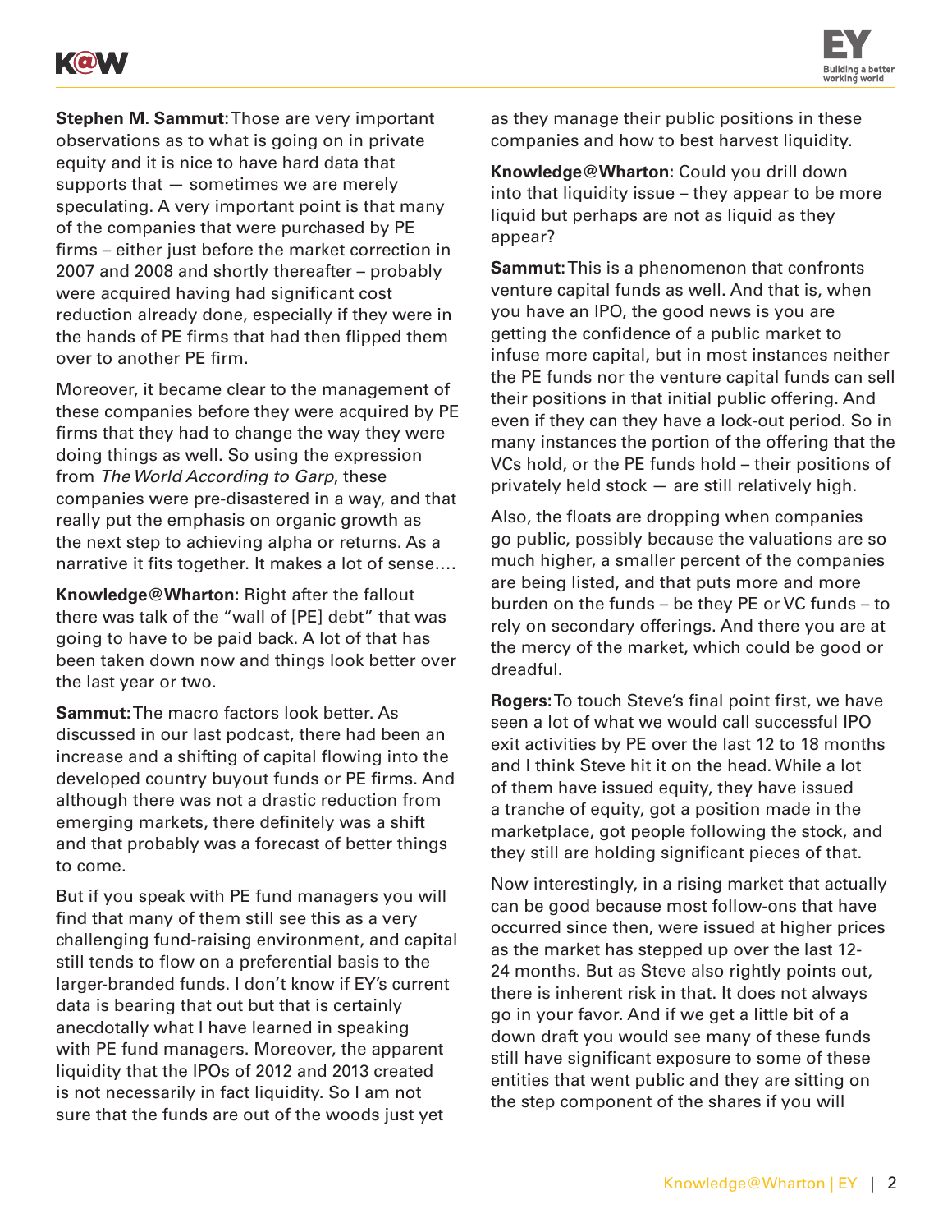**Stephen M. Sammut:** Those are very important observations as to what is going on in private equity and it is nice to have hard data that supports that — sometimes we are merely speculating. A very important point is that many of the companies that were purchased by PE firms – either just before the market correction in 2007 and 2008 and shortly thereafter – probably were acquired having had significant cost reduction already done, especially if they were in the hands of PE firms that had then flipped them over to another PE firm.

Moreover, it became clear to the management of these companies before they were acquired by PE firms that they had to change the way they were doing things as well. So using the expression from *The World According to Garp*, these companies were pre-disastered in a way, and that really put the emphasis on organic growth as the next step to achieving alpha or returns. As a narrative it fits together. It makes a lot of sense....

**Knowledge@Wharton:** Right after the fallout there was talk of the "wall of [PE] debt" that was going to have to be paid back. A lot of that has been taken down now and things look better over the last year or two.

**Sammut:** The macro factors look better. As discussed in our last podcast, there had been an increase and a shifting of capital flowing into the developed country buyout funds or PE firms. And although there was not a drastic reduction from emerging markets, there definitely was a shift and that probably was a forecast of better things to come.

But if you speak with PE fund managers you will find that many of them still see this as a very challenging fund-raising environment, and capital still tends to flow on a preferential basis to the larger-branded funds. I don't know if EY's current data is bearing that out but that is certainly anecdotally what I have learned in speaking with PE fund managers. Moreover, the apparent liquidity that the IPOs of 2012 and 2013 created is not necessarily in fact liquidity. So I am not sure that the funds are out of the woods just yet as they manage their public positions in these companies and how to best harvest liquidity.

**Knowledge@Wharton:** Could you drill down into that liquidity issue – they appear to be more liquid but perhaps are not as liquid as they appear?

**Sammut:** This is a phenomenon that confronts venture capital funds as well. And that is, when you have an IPO, the good news is you are getting the confidence of a public market to infuse more capital, but in most instances neither the PE funds nor the venture capital funds can sell their positions in that initial public offering. And even if they can they have a lock-out period. So in many instances the portion of the offering that the VCs hold, or the PE funds hold – their positions of privately held stock — are still relatively high.

Also, the floats are dropping when companies go public, possibly because the valuations are so much higher, a smaller percent of the companies are being listed, and that puts more and more burden on the funds – be they PE or VC funds – to rely on secondary offerings. And there you are at the mercy of the market, which could be good or dreadful.

**Rogers:** To touch Steve's final point first, we have seen a lot of what we would call successful IPO exit activities by PE over the last 12 to 18 months and I think Steve hit it on the head. While a lot of them have issued equity, they have issued a tranche of equity, got a position made in the marketplace, got people following the stock, and they still are holding significant pieces of that.

Now interestingly, in a rising market that actually can be good because most follow-ons that have occurred since then, were issued at higher prices as the market has stepped up over the last 12-24 months. But as Steve also rightly points out, there is inherent risk in that. It does not always go in your favor. And if we get a little bit of a down draft you would see many of these funds still have significant exposure to some of these entities that went public and they are sitting on the step component of the shares if you will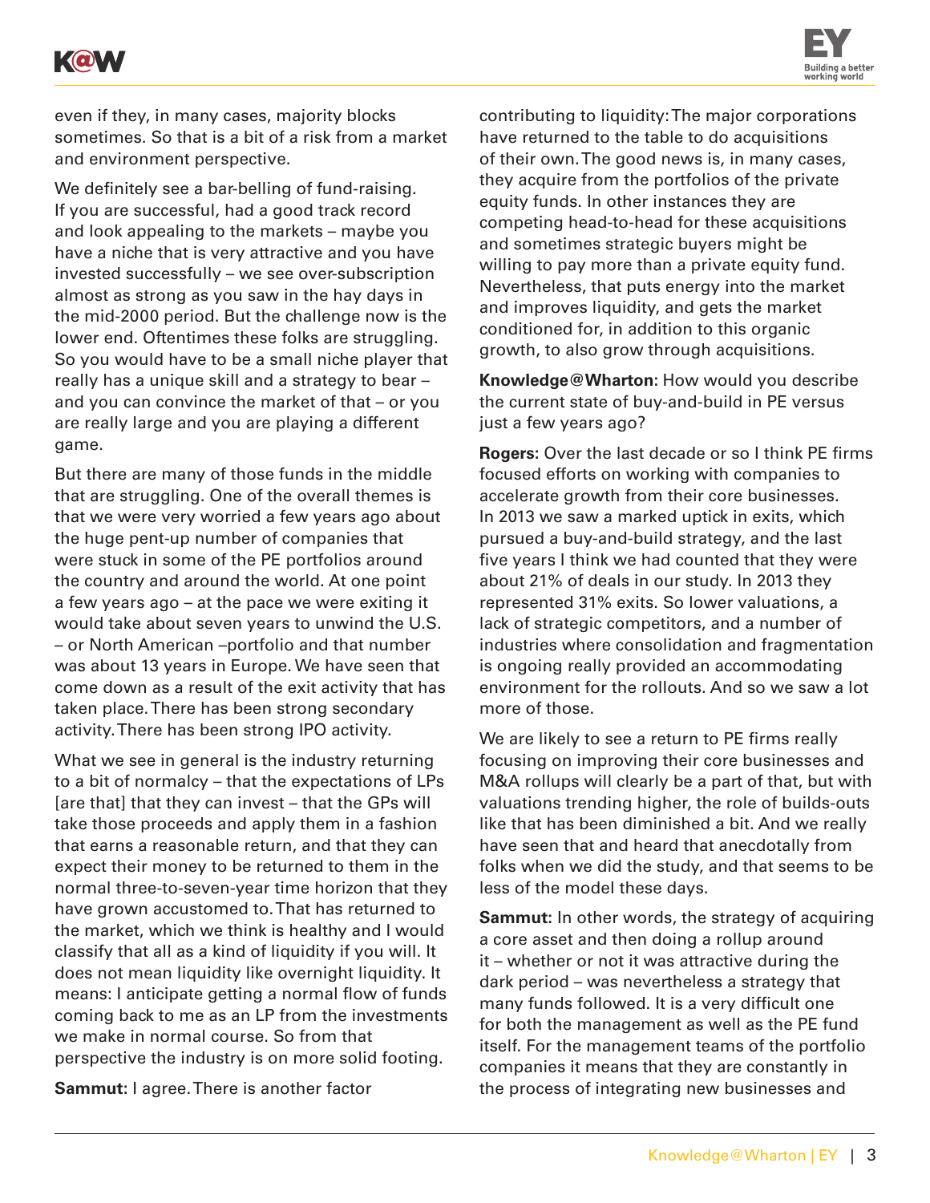even if they, in many cases, majority blocks sometimes. So that is a bit of a risk from a market and environment perspective.

We definitely see a bar-belling of fund-raising. If you are successful, had a good track record and look appealing to the markets – maybe you have a niche that is very attractive and you have invested successfully – we see over-subscription almost as strong as you saw in the hay days in the mid-2000 period. But the challenge now is the lower end. Oftentimes these folks are struggling. So you would have to be a small niche player that really has a unique skill and a strategy to bear – and you can convince the market of that – or you are really large and you are playing a different game.

But there are many of those funds in the middle that are struggling. One of the overall themes is that we were very worried a few years ago about the huge pent-up number of companies that were stuck in some of the PE portfolios around the country and around the world. At one point a few years ago – at the pace we were exiting it would take about seven years to unwind the U.S. – or North American –portfolio and that number was about 13 years in Europe. We have seen that come down as a result of the exit activity that has taken place. There has been strong secondary activity. There has been strong IPO activity.

What we see in general is the industry returning to a bit of normalcy – that the expectations of LPs [are that] that they can invest – that the GPs will take those proceeds and apply them in a fashion that earns a reasonable return, and that they can expect their money to be returned to them in the normal three-to-seven-year time horizon that they have grown accustomed to. That has returned to the market, which we think is healthy and I would classify that all as a kind of liquidity if you will. It does not mean liquidity like overnight liquidity. It means: I anticipate getting a normal flow of funds coming back to me as an LP from the investments we make in normal course. So from that perspective the industry is on more solid footing.

**Sammut:** I agree. There is another factor contributing to liquidity: The major corporations have returned to the table to do acquisitions of their own. The good news is, in many cases, they acquire from the portfolios of the private equity funds. In other instances they are competing head-to-head for these acquisitions and sometimes strategic buyers might be willing to pay more than a private equity fund. Nevertheless, that puts energy into the market and improves liquidity, and gets the market conditioned for, in addition to this organic growth, to also grow through acquisitions.

**Knowledge@Wharton:** How would you describe the current state of buy-and-build in PE versus just a few years ago?

**Rogers:** Over the last decade or so I think PE firms focused efforts on working with companies to accelerate growth from their core businesses. In 2013 we saw a marked uptick in exits, which pursued a buy-and-build strategy, and the last five years I think we had counted that they were about 21% of deals in our study. In 2013 they represented 31% exits. So lower valuations, a lack of strategic competitors, and a number of industries where consolidation and fragmentation is ongoing really provided an accommodating environment for the rollouts. And so we saw a lot more of those.

We are likely to see a return to PE firms really focusing on improving their core businesses and M&A rollups will clearly be a part of that, but with valuations trending higher, the role of builds-outs like that has been diminished a bit. And we really have seen that and heard that anecdotally from folks when we did the study, and that seems to be less of the model these days.

**Sammut:** In other words, the strategy of acquiring a core asset and then doing a rollup around it – whether or not it was attractive during the dark period – was nevertheless a strategy that many funds followed. It is a very difficult one for both the management as well as the PE fund itself. For the management teams of the portfolio companies it means that they are constantly in the process of integrating new businesses and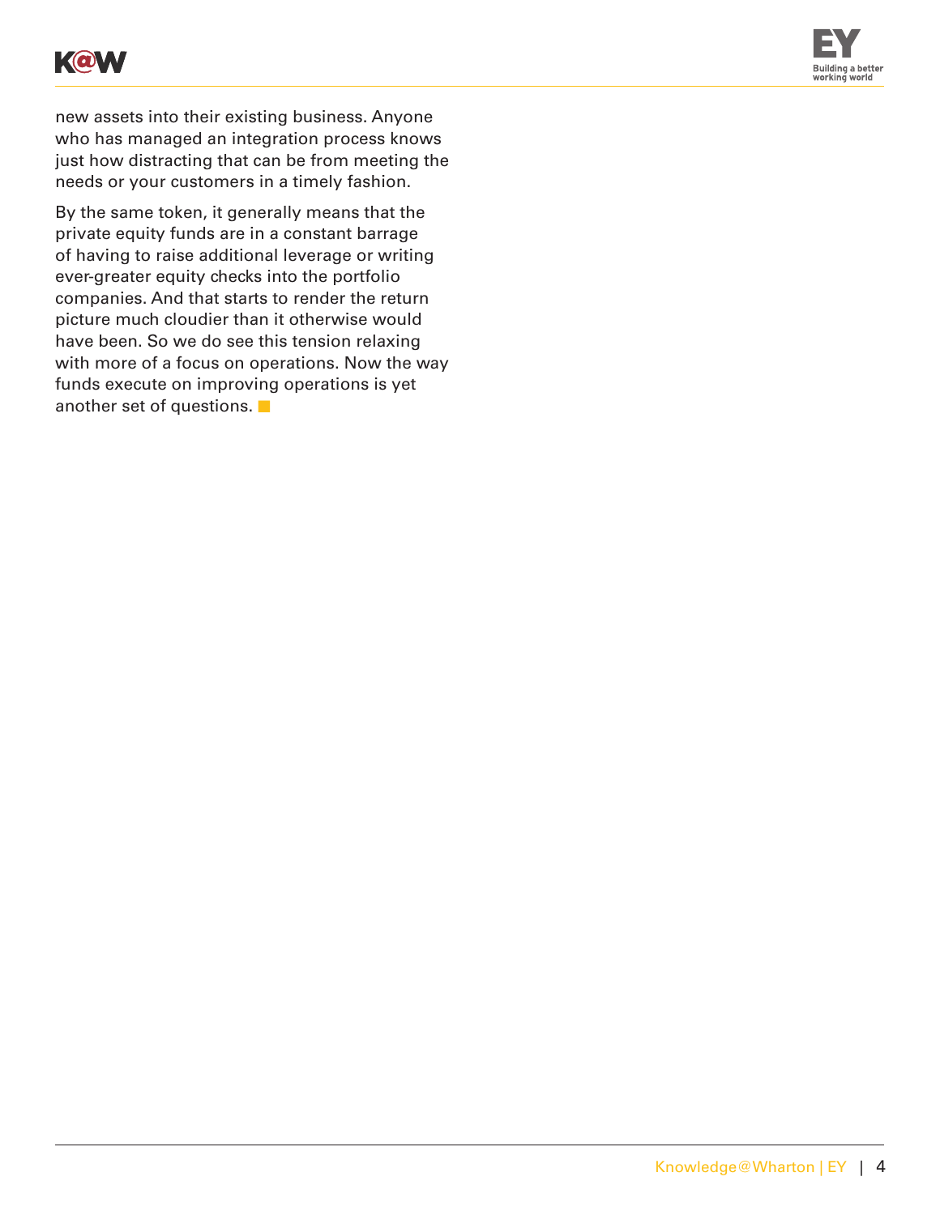new assets into their existing business. Anyone who has managed an integration process knows just how distracting that can be from meeting the needs or your customers in a timely fashion.

By the same token, it generally means that the private equity funds are in a constant barrage of having to raise additional leverage or writing ever-greater equity checks into the portfolio companies. And that starts to render the return picture much cloudier than it otherwise would have been. So we do see this tension relaxing with more of a focus on operations. Now the way funds execute on improving operations is yet another set of questions. ■